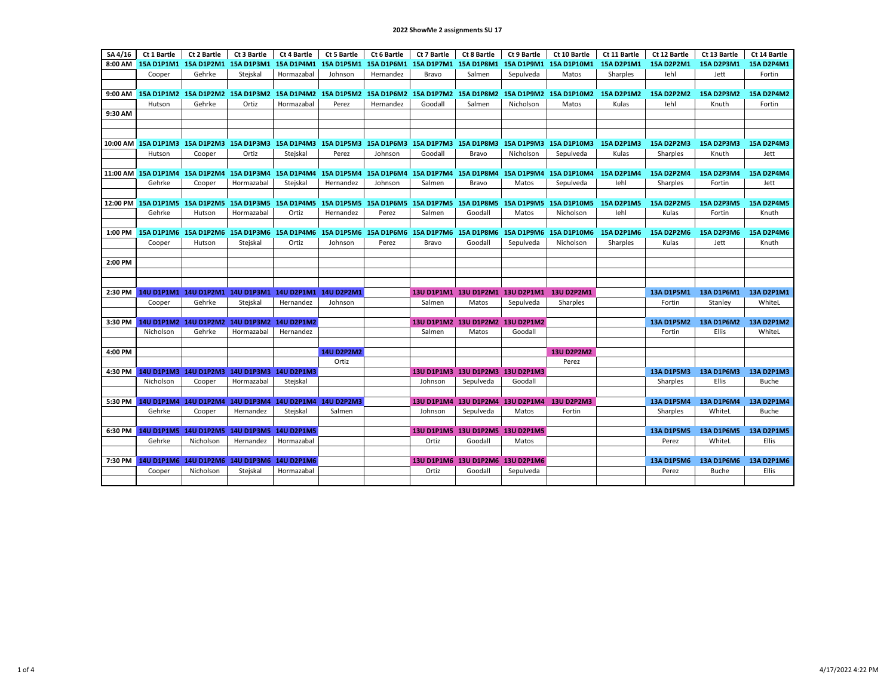# 2022 ShowMe 2 assignments SU 17

| SA 4/16 | Ct 1 Bartle | Ct 2 Bartle | Ct 3 Bartle | Ct 4 Bartle | Ct 5 Bartle | Ct 6 Bartle | Ct 7 Bartle | Ct 8 Bartle | Ct 9 Bartle | Ct 10 Bartle | Ct 11 Bartle | Ct 12 Bartle | Ct 13 Bartle | Ct 14 Bartle |
|---|---|---|---|---|---|---|---|---|---|---|---|---|---|---|
| 8:00 AM | 15A D1P1M1 | 15A D1P2M1 | 15A D1P3M1 | 15A D1P4M1 | 15A D1P5M1 | 15A D1P6M1 | 15A D1P7M1 | 15A D1P8M1 | 15A D1P9M1 | 15A D1P10M1 | 15A D2P1M1 | 15A D2P2M1 | 15A D2P3M1 | 15A D2P4M1 |
| | Cooper | Gehrke | Stejskal | Hormazabal | Johnson | Hernandez | Bravo | Salmen | Sepulveda | Matos | Sharples | Iehl | Jett | Fortin |
| 9:00 AM | 15A D1P1M2 | 15A D1P2M2 | 15A D1P3M2 | 15A D1P4M2 | 15A D1P5M2 | 15A D1P6M2 | 15A D1P7M2 | 15A D1P8M2 | 15A D1P9M2 | 15A D1P10M2 | 15A D2P1M2 | 15A D2P2M2 | 15A D2P3M2 | 15A D2P4M2 |
| | Hutson | Gehrke | Ortiz | Hormazabal | Perez | Hernandez | Goodall | Salmen | Nicholson | Matos | Kulas | Iehl | Knuth | Fortin |
| 9:30 AM | | | | | | | | | | | | | | |
| 10:00 AM | 15A D1P1M3 | 15A D1P2M3 | 15A D1P3M3 | 15A D1P4M3 | 15A D1P5M3 | 15A D1P6M3 | 15A D1P7M3 | 15A D1P8M3 | 15A D1P9M3 | 15A D1P10M3 | 15A D2P1M3 | 15A D2P2M3 | 15A D2P3M3 | 15A D2P4M3 |
| | Hutson | Cooper | Ortiz | Stejskal | Perez | Johnson | Goodall | Bravo | Nicholson | Sepulveda | Kulas | Sharples | Knuth | Jett |
| 11:00 AM | 15A D1P1M4 | 15A D1P2M4 | 15A D1P3M4 | 15A D1P4M4 | 15A D1P5M4 | 15A D1P6M4 | 15A D1P7M4 | 15A D1P8M4 | 15A D1P9M4 | 15A D1P10M4 | 15A D2P1M4 | 15A D2P2M4 | 15A D2P3M4 | 15A D2P4M4 |
| | Gehrke | Cooper | Hormazabal | Stejskal | Hernandez | Johnson | Salmen | Bravo | Matos | Sepulveda | Iehl | Sharples | Fortin | Jett |
| 12:00 PM | 15A D1P1M5 | 15A D1P2M5 | 15A D1P3M5 | 15A D1P4M5 | 15A D1P5M5 | 15A D1P6M5 | 15A D1P7M5 | 15A D1P8M5 | 15A D1P9M5 | 15A D1P10M5 | 15A D2P1M5 | 15A D2P2M5 | 15A D2P3M5 | 15A D2P4M5 |
| | Gehrke | Hutson | Hormazabal | Ortiz | Hernandez | Perez | Salmen | Goodall | Matos | Nicholson | Iehl | Kulas | Fortin | Knuth |
| 1:00 PM | 15A D1P1M6 | 15A D1P2M6 | 15A D1P3M6 | 15A D1P4M6 | 15A D1P5M6 | 15A D1P6M6 | 15A D1P7M6 | 15A D1P8M6 | 15A D1P9M6 | 15A D1P10M6 | 15A D2P1M6 | 15A D2P2M6 | 15A D2P3M6 | 15A D2P4M6 |
| | Cooper | Hutson | Stejskal | Ortiz | Johnson | Perez | Bravo | Goodall | Sepulveda | Nicholson | Sharples | Kulas | Jett | Knuth |
| 2:00 PM | | | | | | | | | | | | | | |
| 2:30 PM | 14U D1P1M1 | 14U D1P2M1 | 14U D1P3M1 | 14U D2P1M1 | 14U D2P2M1 | | 13U D1P1M1 | 13U D1P2M1 | 13U D2P1M1 | 13U D2P2M1 | | 13A D1P5M1 | 13A D1P6M1 | 13A D2P1M1 |
| | Cooper | Gehrke | Stejskal | Hernandez | Johnson | | Salmen | Matos | Sepulveda | Sharples | | Fortin | Stanley | WhiteL |
| 3:30 PM | 14U D1P1M2 | 14U D1P2M2 | 14U D1P3M2 | 14U D2P1M2 | | | 13U D1P1M2 | 13U D1P2M2 | 13U D2P1M2 | | | 13A D1P5M2 | 13A D1P6M2 | 13A D2P1M2 |
| | Nicholson | Gehrke | Hormazabal | Hernandez | | | Salmen | Matos | Goodall | | | Fortin | Ellis | WhiteL |
| 4:00 PM | | | | | 14U D2P2M2 | | | | | 13U D2P2M2 | | | | |
| | | | | | Ortiz | | | | | Perez | | | | |
| 4:30 PM | 14U D1P1M3 | 14U D1P2M3 | 14U D1P3M3 | 14U D2P1M3 | | | 13U D1P1M3 | 13U D1P2M3 | 13U D2P1M3 | | | 13A D1P5M3 | 13A D1P6M3 | 13A D2P1M3 |
| | Nicholson | Cooper | Hormazabal | Stejskal | | | Johnson | Sepulveda | Goodall | | | Sharples | Ellis | Buche |
| 5:30 PM | 14U D1P1M4 | 14U D1P2M4 | 14U D1P3M4 | 14U D2P1M4 | 14U D2P2M3 | | 13U D1P1M4 | 13U D1P2M4 | 13U D2P1M4 | 13U D2P2M3 | | 13A D1P5M4 | 13A D1P6M4 | 13A D2P1M4 |
| | Gehrke | Cooper | Hernandez | Stejskal | Salmen | | Johnson | Sepulveda | Matos | Fortin | | Sharples | WhiteL | Buche |
| 6:30 PM | 14U D1P1M5 | 14U D1P2M5 | 14U D1P3M5 | 14U D2P1M5 | | | 13U D1P1M5 | 13U D1P2M5 | 13U D2P1M5 | | | 13A D1P5M5 | 13A D1P6M5 | 13A D2P1M5 |
| | Gehrke | Nicholson | Hernandez | Hormazabal | | | Ortiz | Goodall | Matos | | | Perez | WhiteL | Ellis |
| 7:30 PM | 14U D1P1M6 | 14U D1P2M6 | 14U D1P3M6 | 14U D2P1M6 | | | 13U D1P1M6 | 13U D1P2M6 | 13U D2P1M6 | | | 13A D1P5M6 | 13A D1P6M6 | 13A D2P1M6 |
| | Cooper | Nicholson | Stejskal | Hormazabal | | | Ortiz | Goodall | Sepulveda | | | Perez | Buche | Ellis |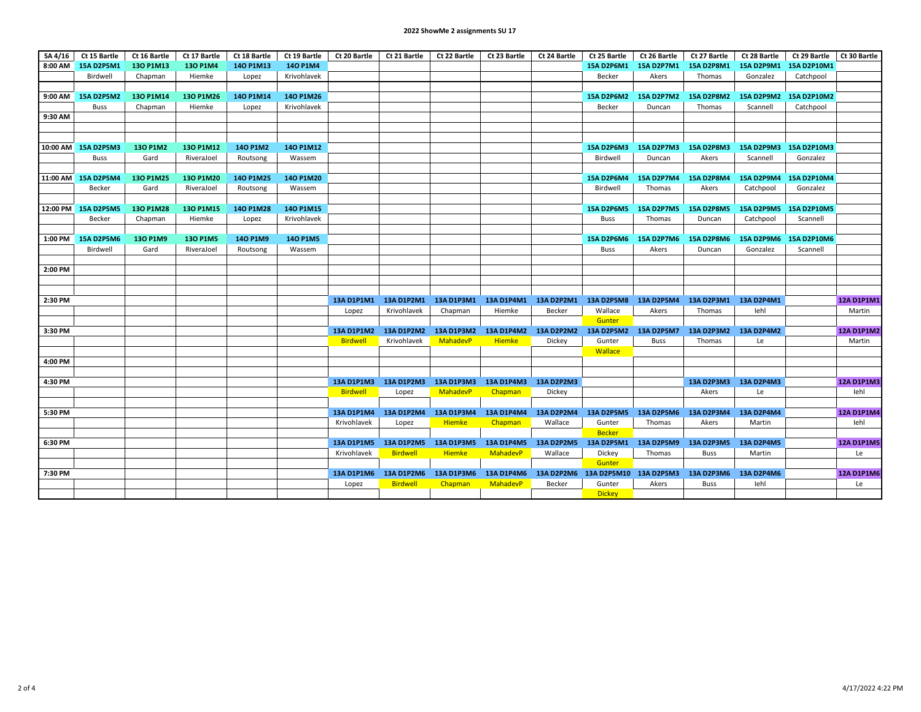**2022 ShowMe 2 assignments SU 17**

| SA 4/16 | Ct 15 Bartle | Ct 16 Bartle | Ct 17 Bartle | Ct 18 Bartle | Ct 19 Bartle | Ct 20 Bartle | Ct 21 Bartle | Ct 22 Bartle | Ct 23 Bartle | Ct 24 Bartle | Ct 25 Bartle | Ct 26 Bartle | Ct 27 Bartle | Ct 28 Bartle | Ct 29 Bartle | Ct 30 Bartle |
|---|---|---|---|---|---|---|---|---|---|---|---|---|---|---|---|---|
| 8:00 AM | 15A D2P5M1 | 13O P1M13 | 13O P1M4 | 14O P1M13 | 14O P1M4 | | | | | | 15A D2P6M1 | 15A D2P7M1 | 15A D2P8M1 | 15A D2P9M1 | 15A D2P10M1 | |
| | Birdwell | Chapman | Hiemke | Lopez | Krivohlavek | | | | | | Becker | Akers | Thomas | Gonzalez | Catchpool | |
| 9:00 AM | 15A D2P5M2 | 13O P1M14 | 13O P1M26 | 14O P1M14 | 14O P1M26 | | | | | | 15A D2P6M2 | 15A D2P7M2 | 15A D2P8M2 | 15A D2P9M2 | 15A D2P10M2 | |
| | Buss | Chapman | Hiemke | Lopez | Krivohlavek | | | | | | Becker | Duncan | Thomas | Scannell | Catchpool | |
| 9:30 AM | | | | | | | | | | | | | | | | |
| 10:00 AM | 15A D2P5M3 | 13O P1M2 | 13O P1M12 | 14O P1M2 | 14O P1M12 | | | | | | 15A D2P6M3 | 15A D2P7M3 | 15A D2P8M3 | 15A D2P9M3 | 15A D2P10M3 | |
| | Buss | Gard | RiveraJoel | Routsong | Wassem | | | | | | Birdwell | Duncan | Akers | Scannell | Gonzalez | |
| 11:00 AM | 15A D2P5M4 | 13O P1M25 | 13O P1M20 | 14O P1M25 | 14O P1M20 | | | | | | 15A D2P6M4 | 15A D2P7M4 | 15A D2P8M4 | 15A D2P9M4 | 15A D2P10M4 | |
| | Becker | Gard | RiveraJoel | Routsong | Wassem | | | | | | Birdwell | Thomas | Akers | Catchpool | Gonzalez | |
| 12:00 PM | 15A D2P5M5 | 13O P1M28 | 13O P1M15 | 14O P1M28 | 14O P1M15 | | | | | | 15A D2P6M5 | 15A D2P7M5 | 15A D2P8M5 | 15A D2P9M5 | 15A D2P10M5 | |
| | Becker | Chapman | Hiemke | Lopez | Krivohlavek | | | | | | Buss | Thomas | Duncan | Catchpool | Scannell | |
| 1:00 PM | 15A D2P5M6 | 13O P1M9 | 13O P1M5 | 14O P1M9 | 14O P1M5 | | | | | | 15A D2P6M6 | 15A D2P7M6 | 15A D2P8M6 | 15A D2P9M6 | 15A D2P10M6 | |
| | Birdwell | Gard | RiveraJoel | Routsong | Wassem | | | | | | Buss | Akers | Duncan | Gonzalez | Scannell | |
| 2:00 PM | | | | | | | | | | | | | | | | |
| 2:30 PM | | | | | | 13A D1P1M1 | 13A D1P2M1 | 13A D1P3M1 | 13A D1P4M1 | 13A D2P2M1 | 13A D2P5M8 | 13A D2P5M4 | 13A D2P3M1 | 13A D2P4M1 | | 12A D1P1M1 |
| | | | | | | Lopez | Krivohlavek | Chapman | Hiemke | Becker | Wallace | Akers | Thomas | Iehl | | Martin |
| | | | | | | | | | | | Gunter | | | | | |
| 3:30 PM | | | | | | 13A D1P1M2 | 13A D1P2M2 | 13A D1P3M2 | 13A D1P4M2 | 13A D2P2M2 | 13A D2P5M2 | 13A D2P5M7 | 13A D2P3M2 | 13A D2P4M2 | | 12A D1P1M2 |
| | | | | | | Birdwell | Krivohlavek | MahadevP | Hiemke | Dickey | Gunter | Buss | Thomas | Le | | Martin |
| | | | | | | | | | | | Wallace | | | | | |
| 4:00 PM | | | | | | | | | | | | | | | | |
| 4:30 PM | | | | | | 13A D1P1M3 | 13A D1P2M3 | 13A D1P3M3 | 13A D1P4M3 | 13A D2P2M3 | | | 13A D2P3M3 | 13A D2P4M3 | | 12A D1P1M3 |
| | | | | | | Birdwell | Lopez | MahadevP | Chapman | Dickey | | | Akers | Le | | Iehl |
| 5:30 PM | | | | | | 13A D1P1M4 | 13A D1P2M4 | 13A D1P3M4 | 13A D1P4M4 | 13A D2P2M4 | 13A D2P5M5 | 13A D2P5M6 | 13A D2P3M4 | 13A D2P4M4 | | 12A D1P1M4 |
| | | | | | | Krivohlavek | Lopez | Hiemke | Chapman | Wallace | Gunter | Thomas | Akers | Martin | | Iehl |
| | | | | | | | | | | | Becker | | | | | |
| 6:30 PM | | | | | | 13A D1P1M5 | 13A D1P2M5 | 13A D1P3M5 | 13A D1P4M5 | 13A D2P2M5 | 13A D2P5M1 | 13A D2P5M9 | 13A D2P3M5 | 13A D2P4M5 | | 12A D1P1M5 |
| | | | | | | Krivohlavek | Birdwell | Hiemke | MahadevP | Wallace | Dickey | Thomas | Buss | Martin | | Le |
| | | | | | | | | | | | Gunter | | | | | |
| 7:30 PM | | | | | | 13A D1P1M6 | 13A D1P2M6 | 13A D1P3M6 | 13A D1P4M6 | 13A D2P2M6 | 13A D2P5M10 | 13A D2P5M3 | 13A D2P3M6 | 13A D2P4M6 | | 12A D1P1M6 |
| | | | | | | Lopez | Birdwell | Chapman | MahadevP | Becker | Gunter | Akers | Buss | Iehl | | Le |
| | | | | | | | | | | | Dickey | | | | | |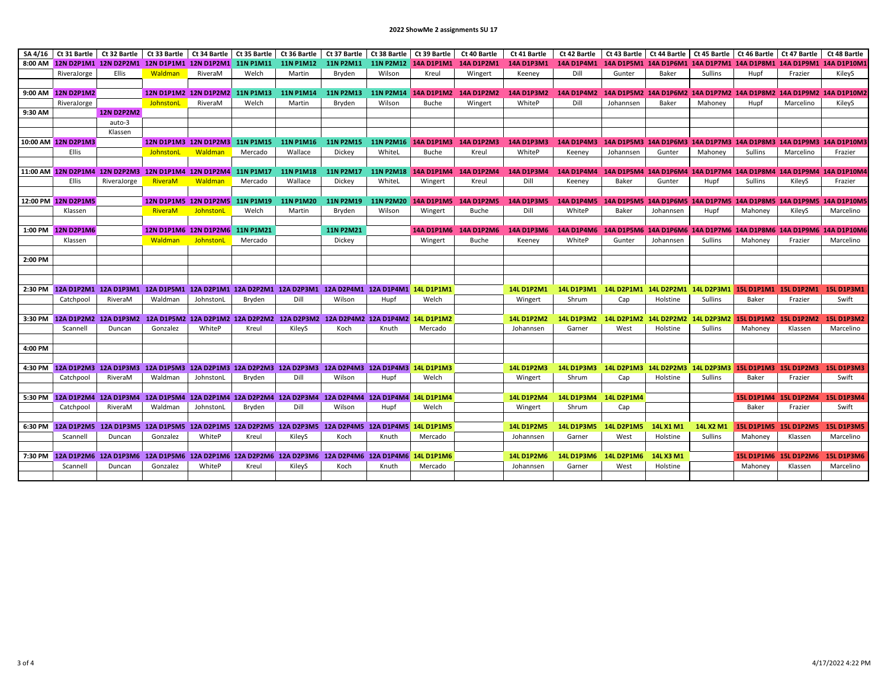# 2022 ShowMe 2 assignments SU 17

| SA 4/16 | Ct 31 Bartle | Ct 32 Bartle | Ct 33 Bartle | Ct 34 Bartle | Ct 35 Bartle | Ct 36 Bartle | Ct 37 Bartle | Ct 38 Bartle | Ct 39 Bartle | Ct 40 Bartle | Ct 41 Bartle | Ct 42 Bartle | Ct 43 Bartle | Ct 44 Bartle | Ct 45 Bartle | Ct 46 Bartle | Ct 47 Bartle | Ct 48 Bartle |
|---|---|---|---|---|---|---|---|---|---|---|---|---|---|---|---|---|---|---|
| 8:00 AM | 12N D2P1M1 | 12N D2P2M1 | 12N D1P1M1 | 12N D1P2M1 | 11N P1M11 | 11N P1M12 | 11N P2M11 | 11N P2M12 | 14A D1P1M1 | 14A D1P2M1 | 14A D1P3M1 | 14A D1P4M1 | 14A D1P5M1 | 14A D1P6M1 | 14A D1P7M1 | 14A D1P8M1 | 14A D1P9M1 | 14A D1P10M1 |
| | RiveraJorge | Ellis | Waldman | RiveraM | Welch | Martin | Bryden | Wilson | Kreul | Wingert | Keeney | Dill | Gunter | Baker | Sullins | Hupf | Frazier | KileyS |
| 9:00 AM | 12N D2P1M2 | | 12N D1P1M2 | 12N D1P2M2 | 11N P1M13 | 11N P1M14 | 11N P2M13 | 11N P2M14 | 14A D1P1M2 | 14A D1P2M2 | 14A D1P3M2 | 14A D1P4M2 | 14A D1P5M2 | 14A D1P6M2 | 14A D1P7M2 | 14A D1P8M2 | 14A D1P9M2 | 14A D1P10M2 |
| | RiveraJorge | | JohnstonL | RiveraM | Welch | Martin | Bryden | Wilson | Buche | Wingert | WhiteP | Dill | Johannsen | Baker | Mahoney | Hupf | Marcelino | KileyS |
| 9:30 AM | | 12N D2P2M2 | | | | | | | | | | | | | | | | |
| | | auto-3 | | | | | | | | | | | | | | | | |
| | | Klassen | | | | | | | | | | | | | | | | |
| 10:00 AM | 12N D2P1M3 | | 12N D1P1M3 | 12N D1P2M3 | 11N P1M15 | 11N P1M16 | 11N P2M15 | 11N P2M16 | 14A D1P1M3 | 14A D1P2M3 | 14A D1P3M3 | 14A D1P4M3 | 14A D1P5M3 | 14A D1P6M3 | 14A D1P7M3 | 14A D1P8M3 | 14A D1P9M3 | 14A D1P10M3 |
| | Ellis | | JohnstonL | Waldman | Mercado | Wallace | Dickey | WhiteL | Buche | Kreul | WhiteP | Keeney | Johannsen | Gunter | Mahoney | Sullins | Marcelino | Frazier |
| 11:00 AM | 12N D2P1M4 | 12N D2P2M3 | 12N D1P1M4 | 12N D1P2M4 | 11N P1M17 | 11N P1M18 | 11N P2M17 | 11N P2M18 | 14A D1P1M4 | 14A D1P2M4 | 14A D1P3M4 | 14A D1P4M4 | 14A D1P5M4 | 14A D1P6M4 | 14A D1P7M4 | 14A D1P8M4 | 14A D1P9M4 | 14A D1P10M4 |
| | Ellis | RiveraJorge | RiveraM | Waldman | Mercado | Wallace | Dickey | WhiteL | Wingert | Kreul | Dill | Keeney | Baker | Gunter | Hupf | Sullins | KileyS | Frazier |
| 12:00 PM | 12N D2P1M5 | | 12N D1P1M5 | 12N D1P2M5 | 11N P1M19 | 11N P1M20 | 11N P2M19 | 11N P2M20 | 14A D1P1M5 | 14A D1P2M5 | 14A D1P3M5 | 14A D1P4M5 | 14A D1P5M5 | 14A D1P6M5 | 14A D1P7M5 | 14A D1P8M5 | 14A D1P9M5 | 14A D1P10M5 |
| | Klassen | | RiveraM | JohnstonL | Welch | Martin | Bryden | Wilson | Wingert | Buche | Dill | WhiteP | Baker | Johannsen | Hupf | Mahoney | KileyS | Marcelino |
| 1:00 PM | 12N D2P1M6 | | 12N D1P1M6 | 12N D1P2M6 | 11N P1M21 | | 11N P2M21 | | 14A D1P1M6 | 14A D1P2M6 | 14A D1P3M6 | 14A D1P4M6 | 14A D1P5M6 | 14A D1P6M6 | 14A D1P7M6 | 14A D1P8M6 | 14A D1P9M6 | 14A D1P10M6 |
| | Klassen | | Waldman | JohnstonL | Mercado | | Dickey | | Wingert | Buche | Keeney | WhiteP | Gunter | Johannsen | Sullins | Mahoney | Frazier | Marcelino |
| 2:00 PM | | | | | | | | | | | | | | | | | | |
| 2:30 PM | 12A D1P2M1 | 12A D1P3M1 | 12A D1P5M1 | 12A D2P1M1 | 12A D2P2M1 | 12A D2P3M1 | 12A D2P4M1 | 12A D1P4M1 | 14L D1P1M1 | | 14L D1P2M1 | 14L D1P3M1 | 14L D2P1M1 | 14L D2P2M1 | 14L D2P3M1 | 15L D1P1M1 | 15L D1P2M1 | 15L D1P3M1 |
| | Catchpool | RiveraM | Waldman | JohnstonL | Bryden | Dill | Wilson | Hupf | Welch | | Wingert | Shrum | Cap | Holstine | Sullins | Baker | Frazier | Swift |
| 3:30 PM | 12A D1P2M2 | 12A D1P3M2 | 12A D1P5M2 | 12A D2P1M2 | 12A D2P2M2 | 12A D2P3M2 | 12A D2P4M2 | 12A D1P4M2 | 14L D1P1M2 | | 14L D1P2M2 | 14L D1P3M2 | 14L D2P1M2 | 14L D2P2M2 | 14L D2P3M2 | 15L D1P1M2 | 15L D1P2M2 | 15L D1P3M2 |
| | Scannell | Duncan | Gonzalez | WhiteP | Kreul | KileyS | Koch | Knuth | Mercado | | Johannsen | Garner | West | Holstine | Sullins | Mahoney | Klassen | Marcelino |
| 4:00 PM | | | | | | | | | | | | | | | | | | |
| 4:30 PM | 12A D1P2M3 | 12A D1P3M3 | 12A D1P5M3 | 12A D2P1M3 | 12A D2P2M3 | 12A D2P3M3 | 12A D2P4M3 | 12A D1P4M3 | 14L D1P1M3 | | 14L D1P2M3 | 14L D1P3M3 | 14L D2P1M3 | 14L D2P2M3 | 14L D2P3M3 | 15L D1P1M3 | 15L D1P2M3 | 15L D1P3M3 |
| | Catchpool | RiveraM | Waldman | JohnstonL | Bryden | Dill | Wilson | Hupf | Welch | | Wingert | Shrum | Cap | Holstine | Sullins | Baker | Frazier | Swift |
| 5:30 PM | 12A D1P2M4 | 12A D1P3M4 | 12A D1P5M4 | 12A D2P1M4 | 12A D2P2M4 | 12A D2P3M4 | 12A D2P4M4 | 12A D1P4M4 | 14L D1P1M4 | | 14L D1P2M4 | 14L D1P3M4 | 14L D2P1M4 | | | 15L D1P1M4 | 15L D1P2M4 | 15L D1P3M4 |
| | Catchpool | RiveraM | Waldman | JohnstonL | Bryden | Dill | Wilson | Hupf | Welch | | Wingert | Shrum | Cap | | | Baker | Frazier | Swift |
| 6:30 PM | 12A D1P2M5 | 12A D1P3M5 | 12A D1P5M5 | 12A D2P1M5 | 12A D2P2M5 | 12A D2P3M5 | 12A D2P4M5 | 12A D1P4M5 | 14L D1P1M5 | | 14L D1P2M5 | 14L D1P3M5 | 14L D2P1M5 | 14L X1 M1 | 14L X2 M1 | 15L D1P1M5 | 15L D1P2M5 | 15L D1P3M5 |
| | Scannell | Duncan | Gonzalez | WhiteP | Kreul | KileyS | Koch | Knuth | Mercado | | Johannsen | Garner | West | Holstine | Sullins | Mahoney | Klassen | Marcelino |
| 7:30 PM | 12A D1P2M6 | 12A D1P3M6 | 12A D1P5M6 | 12A D2P1M6 | 12A D2P2M6 | 12A D2P3M6 | 12A D2P4M6 | 12A D1P4M6 | 14L D1P1M6 | | 14L D1P2M6 | 14L D1P3M6 | 14L D2P1M6 | 14L X3 M1 | | 15L D1P1M6 | 15L D1P2M6 | 15L D1P3M6 |
| | Scannell | Duncan | Gonzalez | WhiteP | Kreul | KileyS | Koch | Knuth | Mercado | | Johannsen | Garner | West | Holstine | | Mahoney | Klassen | Marcelino |

4/17/2022 4:22 PM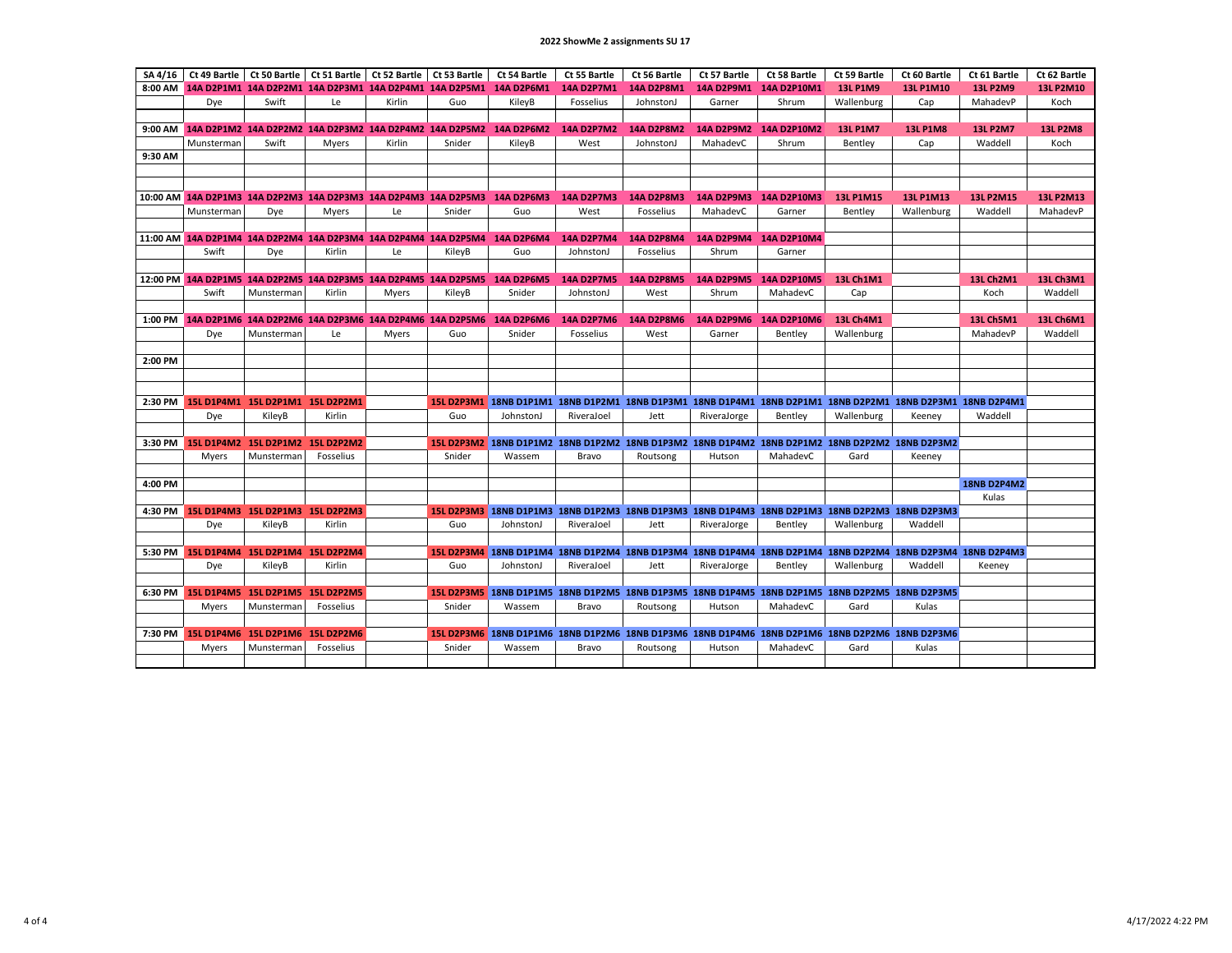# 2022 ShowMe 2 assignments SU 17

| SA 4/16 | Ct 49 Bartle | Ct 50 Bartle | Ct 51 Bartle | Ct 52 Bartle | Ct 53 Bartle | Ct 54 Bartle | Ct 55 Bartle | Ct 56 Bartle | Ct 57 Bartle | Ct 58 Bartle | Ct 59 Bartle | Ct 60 Bartle | Ct 61 Bartle | Ct 62 Bartle |
|---|---|---|---|---|---|---|---|---|---|---|---|---|---|---|
| 8:00 AM | 14A D2P1M1 | 14A D2P2M1 | 14A D2P3M1 | 14A D2P4M1 | 14A D2P5M1 | 14A D2P6M1 | 14A D2P7M1 | 14A D2P8M1 | 14A D2P9M1 | 14A D2P10M1 | 13L P1M9 | 13L P1M10 | 13L P2M9 | 13L P2M10 |
| | Dye | Swift | Le | Kirlin | Guo | KileyB | Fosselius | JohnstonJ | Garner | Shrum | Wallenburg | Cap | MahadevP | Koch |
| 9:00 AM | 14A D2P1M2 | 14A D2P2M2 | 14A D2P3M2 | 14A D2P4M2 | 14A D2P5M2 | 14A D2P6M2 | 14A D2P7M2 | 14A D2P8M2 | 14A D2P9M2 | 14A D2P10M2 | 13L P1M7 | 13L P1M8 | 13L P2M7 | 13L P2M8 |
| | Munsterman | Swift | Myers | Kirlin | Snider | KileyB | West | JohnstonJ | MahadevC | Shrum | Bentley | Cap | Waddell | Koch |
| 9:30 AM | | | | | | | | | | | | | | |
| 10:00 AM | 14A D2P1M3 | 14A D2P2M3 | 14A D2P3M3 | 14A D2P4M3 | 14A D2P5M3 | 14A D2P6M3 | 14A D2P7M3 | 14A D2P8M3 | 14A D2P9M3 | 14A D2P10M3 | 13L P1M15 | 13L P1M13 | 13L P2M15 | 13L P2M13 |
| | Munsterman | Dye | Myers | Le | Snider | Guo | West | Fosselius | MahadevC | Garner | Bentley | Wallenburg | Waddell | MahadevP |
| 11:00 AM | 14A D2P1M4 | 14A D2P2M4 | 14A D2P3M4 | 14A D2P4M4 | 14A D2P5M4 | 14A D2P6M4 | 14A D2P7M4 | 14A D2P8M4 | 14A D2P9M4 | 14A D2P10M4 | | | | |
| | Swift | Dye | Kirlin | Le | KileyB | Guo | JohnstonJ | Fosselius | Shrum | Garner | | | | |
| 12:00 PM | 14A D2P1M5 | 14A D2P2M5 | 14A D2P3M5 | 14A D2P4M5 | 14A D2P5M5 | 14A D2P6M5 | 14A D2P7M5 | 14A D2P8M5 | 14A D2P9M5 | 14A D2P10M5 | 13L Ch1M1 | | 13L Ch2M1 | 13L Ch3M1 |
| | Swift | Munsterman | Kirlin | Myers | KileyB | Snider | JohnstonJ | West | Shrum | MahadevC | Cap | | Koch | Waddell |
| 1:00 PM | 14A D2P1M6 | 14A D2P2M6 | 14A D2P3M6 | 14A D2P4M6 | 14A D2P5M6 | 14A D2P6M6 | 14A D2P7M6 | 14A D2P8M6 | 14A D2P9M6 | 14A D2P10M6 | 13L Ch4M1 | | 13L Ch5M1 | 13L Ch6M1 |
| | Dye | Munsterman | Le | Myers | Guo | Snider | Fosselius | West | Garner | Bentley | Wallenburg | | MahadevP | Waddell |
| 2:00 PM | | | | | | | | | | | | | | |
| 2:30 PM | 15L D1P4M1 | 15L D2P1M1 | 15L D2P2M1 | | 15L D2P3M1 | 18NB D1P1M1 | 18NB D1P2M1 | 18NB D1P3M1 | 18NB D1P4M1 | 18NB D2P1M1 | 18NB D2P2M1 | 18NB D2P3M1 | 18NB D2P4M1 | |
| | Dye | KileyB | Kirlin | | Guo | JohnstonJ | RiveraJoel | Jett | RiveraJorge | Bentley | Wallenburg | Keeney | Waddell | |
| 3:30 PM | 15L D1P4M2 | 15L D2P1M2 | 15L D2P2M2 | | 15L D2P3M2 | 18NB D1P1M2 | 18NB D1P2M2 | 18NB D1P3M2 | 18NB D1P4M2 | 18NB D2P1M2 | 18NB D2P2M2 | 18NB D2P3M2 | | |
| | Myers | Munsterman | Fosselius | | Snider | Wassem | Bravo | Routsong | Hutson | MahadevC | Gard | Keeney | | |
| 4:00 PM | | | | | | | | | | | | | 18NB D2P4M2 | |
| | | | | | | | | | | | | | Kulas | |
| 4:30 PM | 15L D1P4M3 | 15L D2P1M3 | 15L D2P2M3 | | 15L D2P3M3 | 18NB D1P1M3 | 18NB D1P2M3 | 18NB D1P3M3 | 18NB D1P4M3 | 18NB D2P1M3 | 18NB D2P2M3 | 18NB D2P3M3 | | |
| | Dye | KileyB | Kirlin | | Guo | JohnstonJ | RiveraJoel | Jett | RiveraJorge | Bentley | Wallenburg | Waddell | | |
| 5:30 PM | 15L D1P4M4 | 15L D2P1M4 | 15L D2P2M4 | | 15L D2P3M4 | 18NB D1P1M4 | 18NB D1P2M4 | 18NB D1P3M4 | 18NB D1P4M4 | 18NB D2P1M4 | 18NB D2P2M4 | 18NB D2P3M4 | 18NB D2P4M3 | |
| | Dye | KileyB | Kirlin | | Guo | JohnstonJ | RiveraJoel | Jett | RiveraJorge | Bentley | Wallenburg | Waddell | Keeney | |
| 6:30 PM | 15L D1P4M5 | 15L D2P1M5 | 15L D2P2M5 | | 15L D2P3M5 | 18NB D1P1M5 | 18NB D1P2M5 | 18NB D1P3M5 | 18NB D1P4M5 | 18NB D2P1M5 | 18NB D2P2M5 | 18NB D2P3M5 | | |
| | Myers | Munsterman | Fosselius | | Snider | Wassem | Bravo | Routsong | Hutson | MahadevC | Gard | Kulas | | |
| 7:30 PM | 15L D1P4M6 | 15L D2P1M6 | 15L D2P2M6 | | 15L D2P3M6 | 18NB D1P1M6 | 18NB D1P2M6 | 18NB D1P3M6 | 18NB D1P4M6 | 18NB D2P1M6 | 18NB D2P2M6 | 18NB D2P3M6 | | |
| | Myers | Munsterman | Fosselius | | Snider | Wassem | Bravo | Routsong | Hutson | MahadevC | Gard | Kulas | | |